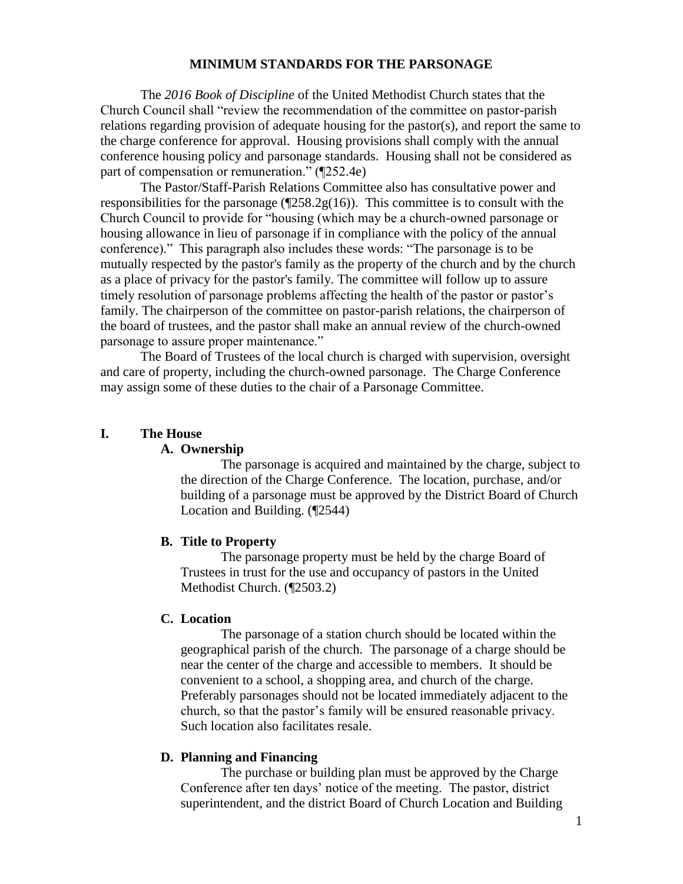# MINIMUM STANDARDS FOR THE PARSONAGE

The *2016 Book of Discipline* of the United Methodist Church states that the Church Council shall "review the recommendation of the committee on pastor-parish relations regarding provision of adequate housing for the pastor(s), and report the same to the charge conference for approval. Housing provisions shall comply with the annual conference housing policy and parsonage standards. Housing shall not be considered as part of compensation or remuneration." (¶252.4e)

The Pastor/Staff-Parish Relations Committee also has consultative power and responsibilities for the parsonage (¶258.2g(16)). This committee is to consult with the Church Council to provide for "housing (which may be a church-owned parsonage or housing allowance in lieu of parsonage if in compliance with the policy of the annual conference)." This paragraph also includes these words: "The parsonage is to be mutually respected by the pastor's family as the property of the church and by the church as a place of privacy for the pastor's family. The committee will follow up to assure timely resolution of parsonage problems affecting the health of the pastor or pastor's family. The chairperson of the committee on pastor-parish relations, the chairperson of the board of trustees, and the pastor shall make an annual review of the church-owned parsonage to assure proper maintenance."

The Board of Trustees of the local church is charged with supervision, oversight and care of property, including the church-owned parsonage. The Charge Conference may assign some of these duties to the chair of a Parsonage Committee.

## I. The House

### A. Ownership

The parsonage is acquired and maintained by the charge, subject to the direction of the Charge Conference. The location, purchase, and/or building of a parsonage must be approved by the District Board of Church Location and Building. (¶2544)

### B. Title to Property

The parsonage property must be held by the charge Board of Trustees in trust for the use and occupancy of pastors in the United Methodist Church. (¶2503.2)

### C. Location

The parsonage of a station church should be located within the geographical parish of the church. The parsonage of a charge should be near the center of the charge and accessible to members. It should be convenient to a school, a shopping area, and church of the charge. Preferably parsonages should not be located immediately adjacent to the church, so that the pastor's family will be ensured reasonable privacy. Such location also facilitates resale.

### D. Planning and Financing

The purchase or building plan must be approved by the Charge Conference after ten days' notice of the meeting. The pastor, district superintendent, and the district Board of Church Location and Building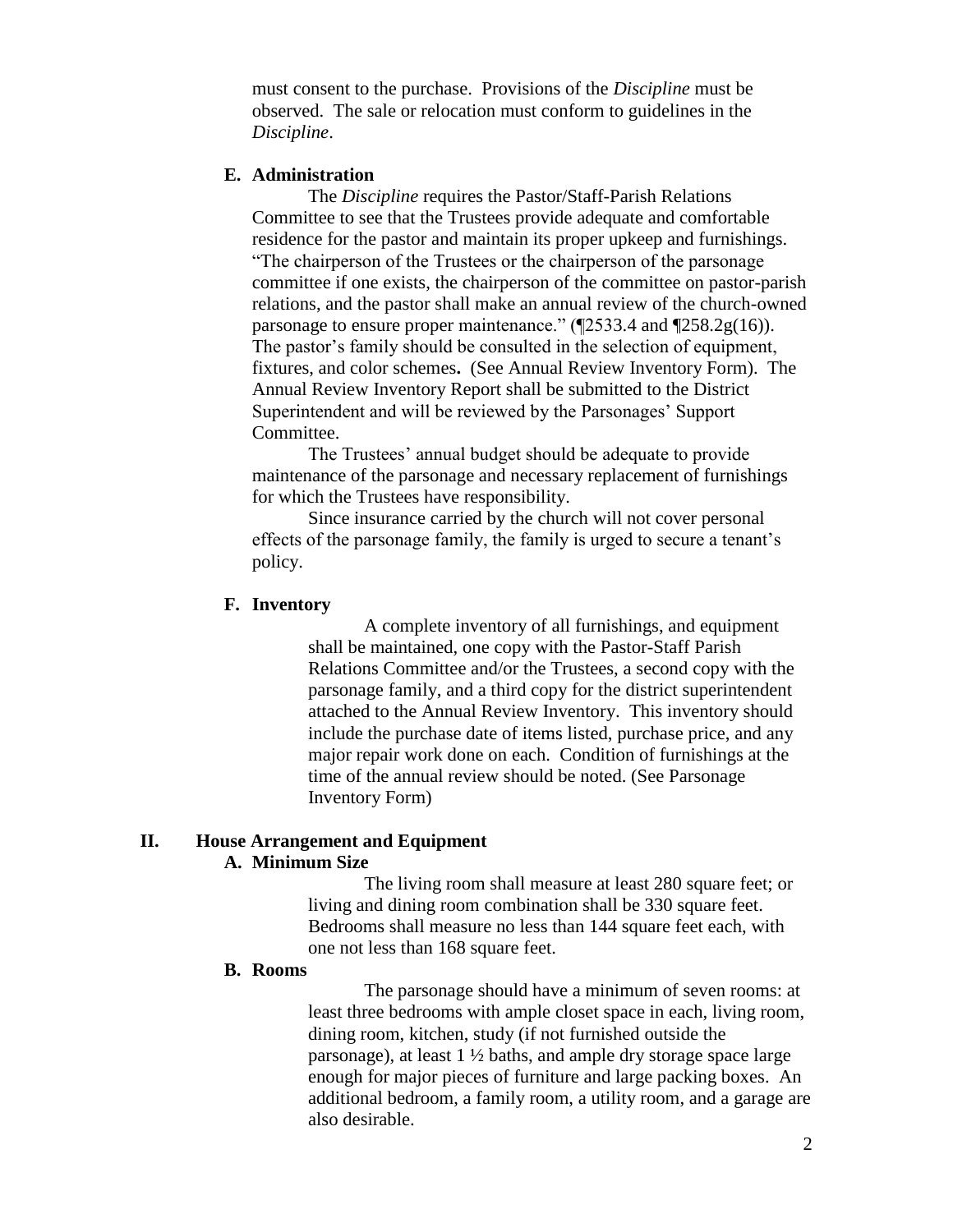must consent to the purchase. Provisions of the *Discipline* must be observed. The sale or relocation must conform to guidelines in the *Discipline*.

### E. Administration

The *Discipline* requires the Pastor/Staff-Parish Relations Committee to see that the Trustees provide adequate and comfortable residence for the pastor and maintain its proper upkeep and furnishings. "The chairperson of the Trustees or the chairperson of the parsonage committee if one exists, the chairperson of the committee on pastor-parish relations, and the pastor shall make an annual review of the church-owned parsonage to ensure proper maintenance." (¶2533.4 and ¶258.2g(16)). The pastor's family should be consulted in the selection of equipment, fixtures, and color schemes**.** (See Annual Review Inventory Form). The Annual Review Inventory Report shall be submitted to the District Superintendent and will be reviewed by the Parsonages' Support Committee.

The Trustees' annual budget should be adequate to provide maintenance of the parsonage and necessary replacement of furnishings for which the Trustees have responsibility.

Since insurance carried by the church will not cover personal effects of the parsonage family, the family is urged to secure a tenant's policy.

### F. Inventory

A complete inventory of all furnishings, and equipment shall be maintained, one copy with the Pastor-Staff Parish Relations Committee and/or the Trustees, a second copy with the parsonage family, and a third copy for the district superintendent attached to the Annual Review Inventory. This inventory should include the purchase date of items listed, purchase price, and any major repair work done on each. Condition of furnishings at the time of the annual review should be noted. (See Parsonage Inventory Form)

## II. House Arrangement and Equipment

### A. Minimum Size

The living room shall measure at least 280 square feet; or living and dining room combination shall be 330 square feet. Bedrooms shall measure no less than 144 square feet each, with one not less than 168 square feet.

### B. Rooms

The parsonage should have a minimum of seven rooms: at least three bedrooms with ample closet space in each, living room, dining room, kitchen, study (if not furnished outside the parsonage), at least 1 ½ baths, and ample dry storage space large enough for major pieces of furniture and large packing boxes. An additional bedroom, a family room, a utility room, and a garage are also desirable.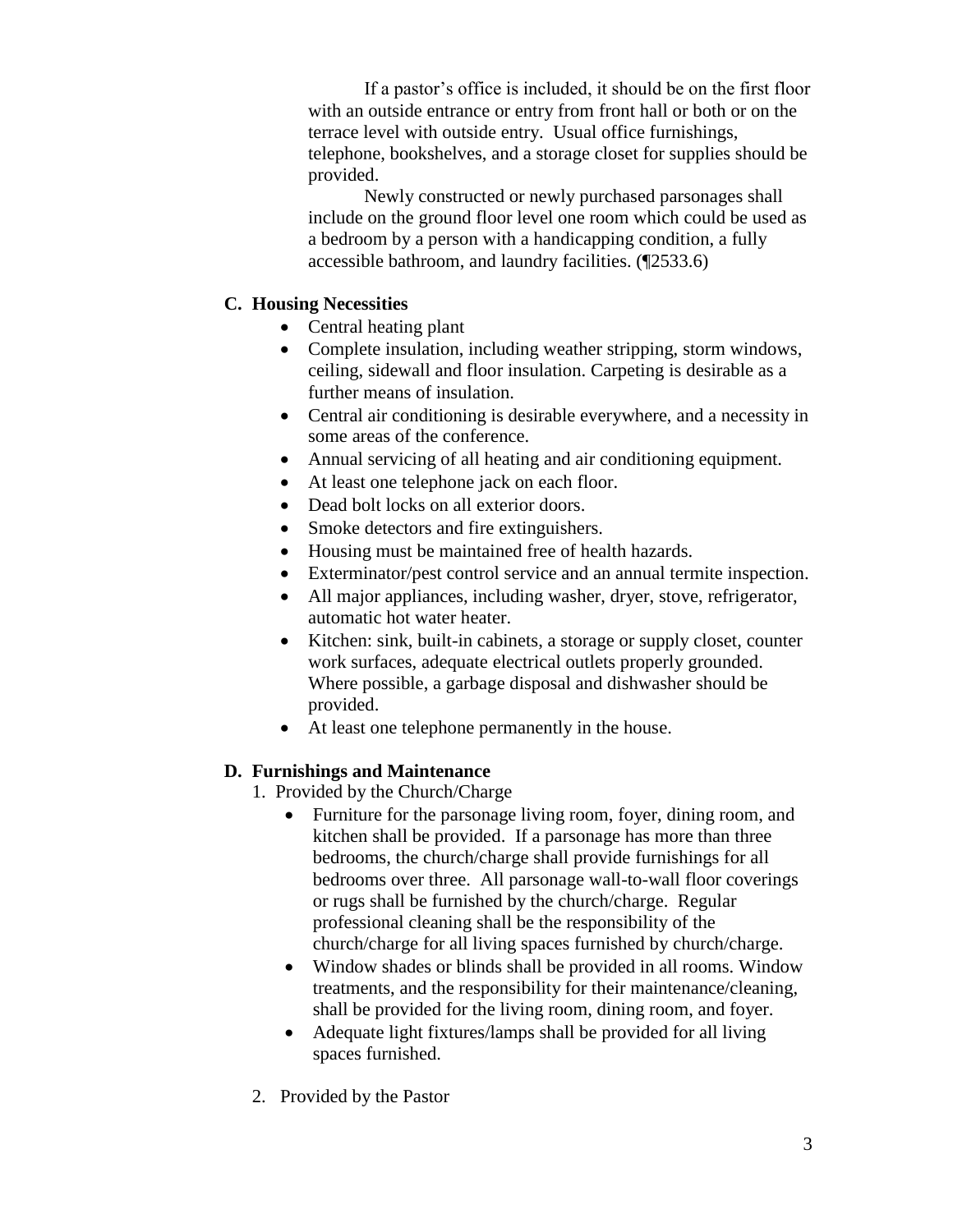If a pastor's office is included, it should be on the first floor with an outside entrance or entry from front hall or both or on the terrace level with outside entry. Usual office furnishings, telephone, bookshelves, and a storage closet for supplies should be provided.

Newly constructed or newly purchased parsonages shall include on the ground floor level one room which could be used as a bedroom by a person with a handicapping condition, a fully accessible bathroom, and laundry facilities. (¶2533.6)

### C. Housing Necessities

- Central heating plant
- Complete insulation, including weather stripping, storm windows, ceiling, sidewall and floor insulation. Carpeting is desirable as a further means of insulation.
- Central air conditioning is desirable everywhere, and a necessity in some areas of the conference.
- Annual servicing of all heating and air conditioning equipment.
- At least one telephone jack on each floor.
- Dead bolt locks on all exterior doors.
- Smoke detectors and fire extinguishers.
- Housing must be maintained free of health hazards.
- Exterminator/pest control service and an annual termite inspection.
- All major appliances, including washer, dryer, stove, refrigerator, automatic hot water heater.
- Kitchen: sink, built-in cabinets, a storage or supply closet, counter work surfaces, adequate electrical outlets properly grounded. Where possible, a garbage disposal and dishwasher should be provided.
- At least one telephone permanently in the house.

### D. Furnishings and Maintenance

1. Provided by the Church/Charge
   - Furniture for the parsonage living room, foyer, dining room, and kitchen shall be provided. If a parsonage has more than three bedrooms, the church/charge shall provide furnishings for all bedrooms over three. All parsonage wall-to-wall floor coverings or rugs shall be furnished by the church/charge. Regular professional cleaning shall be the responsibility of the church/charge for all living spaces furnished by church/charge.
   - Window shades or blinds shall be provided in all rooms. Window treatments, and the responsibility for their maintenance/cleaning, shall be provided for the living room, dining room, and foyer.
   - Adequate light fixtures/lamps shall be provided for all living spaces furnished.

2. Provided by the Pastor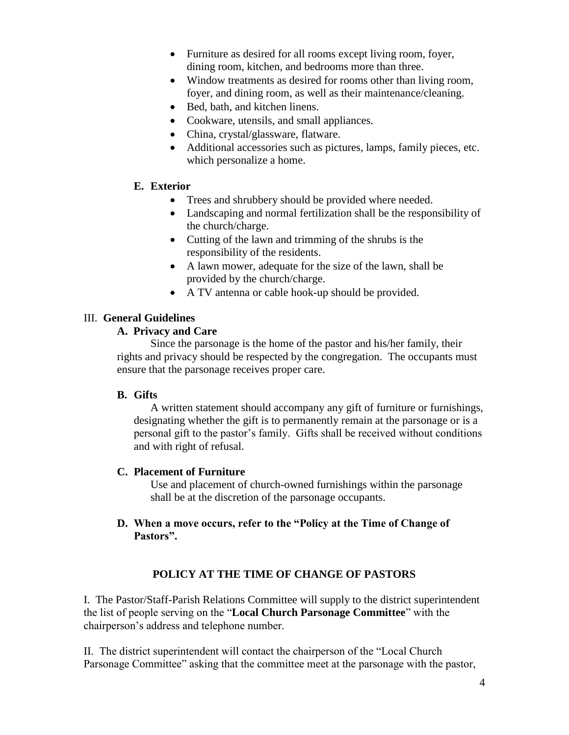- Furniture as desired for all rooms except living room, foyer, dining room, kitchen, and bedrooms more than three.
- Window treatments as desired for rooms other than living room, foyer, and dining room, as well as their maintenance/cleaning.
- Bed, bath, and kitchen linens.
- Cookware, utensils, and small appliances.
- China, crystal/glassware, flatware.
- Additional accessories such as pictures, lamps, family pieces, etc. which personalize a home.

### E. Exterior

- Trees and shrubbery should be provided where needed.
- Landscaping and normal fertilization shall be the responsibility of the church/charge.
- Cutting of the lawn and trimming of the shrubs is the responsibility of the residents.
- A lawn mower, adequate for the size of the lawn, shall be provided by the church/charge.
- A TV antenna or cable hook-up should be provided.

## III. General Guidelines

### A. Privacy and Care

Since the parsonage is the home of the pastor and his/her family, their rights and privacy should be respected by the congregation. The occupants must ensure that the parsonage receives proper care.

### B. Gifts

A written statement should accompany any gift of furniture or furnishings, designating whether the gift is to permanently remain at the parsonage or is a personal gift to the pastor's family. Gifts shall be received without conditions and with right of refusal.

### C. Placement of Furniture

Use and placement of church-owned furnishings within the parsonage shall be at the discretion of the parsonage occupants.

### D. When a move occurs, refer to the "Policy at the Time of Change of Pastors".

## POLICY AT THE TIME OF CHANGE OF PASTORS

I. The Pastor/Staff-Parish Relations Committee will supply to the district superintendent the list of people serving on the "**Local Church Parsonage Committee**" with the chairperson's address and telephone number.

II. The district superintendent will contact the chairperson of the "Local Church Parsonage Committee" asking that the committee meet at the parsonage with the pastor,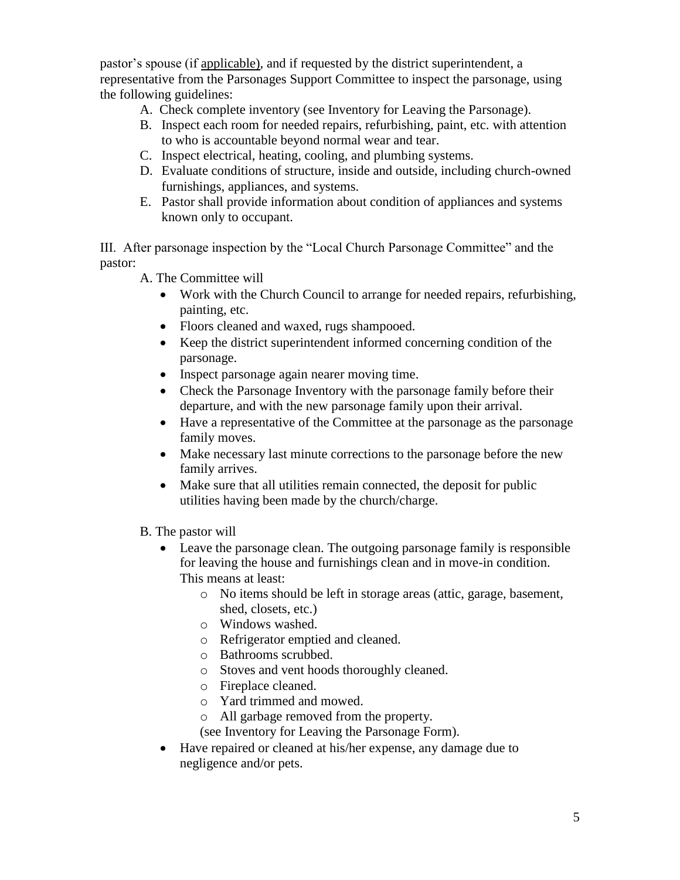pastor's spouse (if applicable), and if requested by the district superintendent, a representative from the Parsonages Support Committee to inspect the parsonage, using the following guidelines:

A. Check complete inventory (see Inventory for Leaving the Parsonage).
B. Inspect each room for needed repairs, refurbishing, paint, etc. with attention to who is accountable beyond normal wear and tear.
C. Inspect electrical, heating, cooling, and plumbing systems.
D. Evaluate conditions of structure, inside and outside, including church-owned furnishings, appliances, and systems.
E. Pastor shall provide information about condition of appliances and systems known only to occupant.

III. After parsonage inspection by the "Local Church Parsonage Committee" and the pastor:

A. The Committee will

- Work with the Church Council to arrange for needed repairs, refurbishing, painting, etc.
- Floors cleaned and waxed, rugs shampooed.
- Keep the district superintendent informed concerning condition of the parsonage.
- Inspect parsonage again nearer moving time.
- Check the Parsonage Inventory with the parsonage family before their departure, and with the new parsonage family upon their arrival.
- Have a representative of the Committee at the parsonage as the parsonage family moves.
- Make necessary last minute corrections to the parsonage before the new family arrives.
- Make sure that all utilities remain connected, the deposit for public utilities having been made by the church/charge.

B. The pastor will

- Leave the parsonage clean. The outgoing parsonage family is responsible for leaving the house and furnishings clean and in move-in condition. This means at least:
  - No items should be left in storage areas (attic, garage, basement, shed, closets, etc.)
  - Windows washed.
  - Refrigerator emptied and cleaned.
  - Bathrooms scrubbed.
  - Stoves and vent hoods thoroughly cleaned.
  - Fireplace cleaned.
  - Yard trimmed and mowed.
  - All garbage removed from the property.

  (see Inventory for Leaving the Parsonage Form).
- Have repaired or cleaned at his/her expense, any damage due to negligence and/or pets.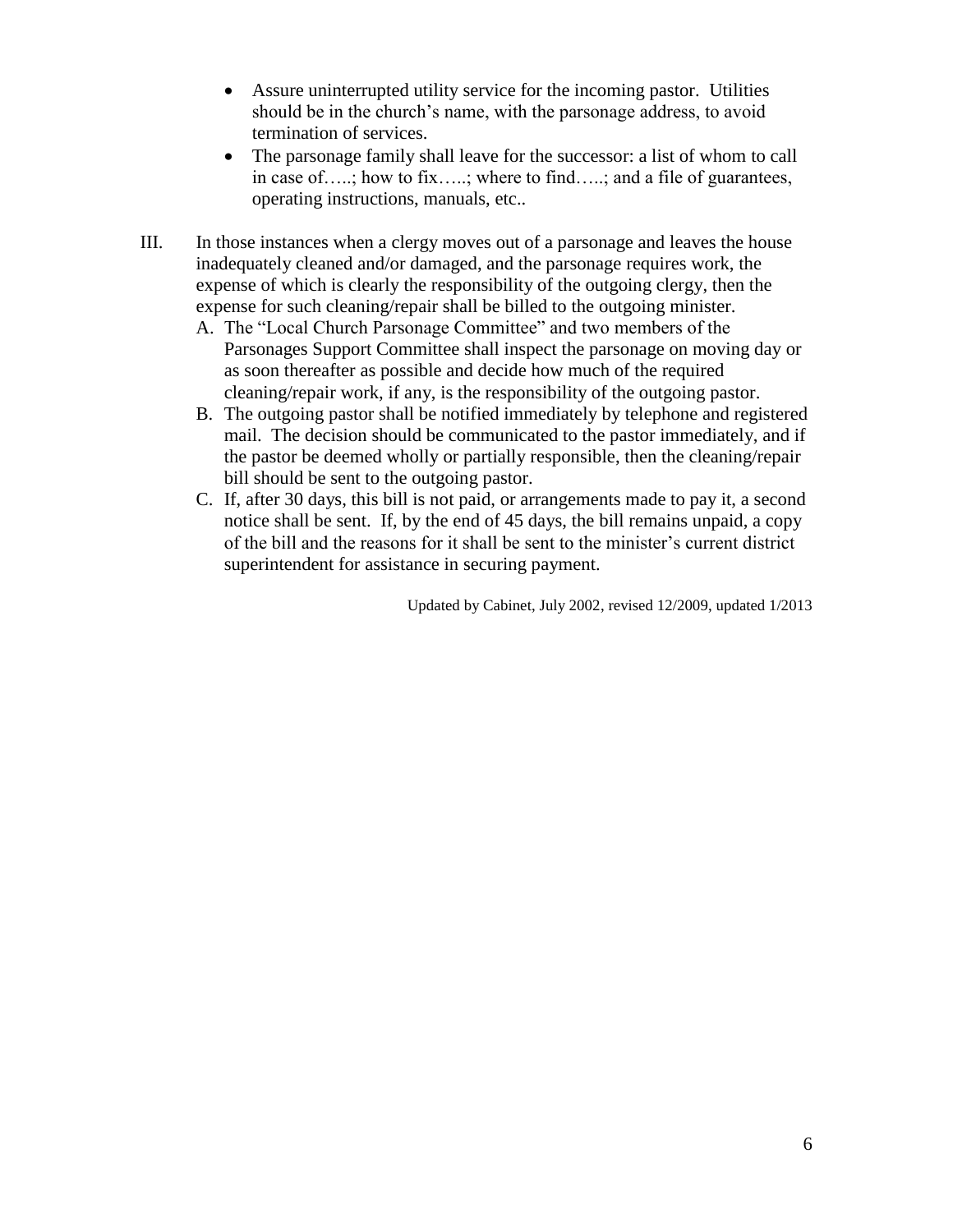- Assure uninterrupted utility service for the incoming pastor. Utilities should be in the church's name, with the parsonage address, to avoid termination of services.
- The parsonage family shall leave for the successor: a list of whom to call in case of…..; how to fix…..; where to find…..; and a file of guarantees, operating instructions, manuals, etc..

III. In those instances when a clergy moves out of a parsonage and leaves the house inadequately cleaned and/or damaged, and the parsonage requires work, the expense of which is clearly the responsibility of the outgoing clergy, then the expense for such cleaning/repair shall be billed to the outgoing minister.

A. The "Local Church Parsonage Committee" and two members of the Parsonages Support Committee shall inspect the parsonage on moving day or as soon thereafter as possible and decide how much of the required cleaning/repair work, if any, is the responsibility of the outgoing pastor.

B. The outgoing pastor shall be notified immediately by telephone and registered mail. The decision should be communicated to the pastor immediately, and if the pastor be deemed wholly or partially responsible, then the cleaning/repair bill should be sent to the outgoing pastor.

C. If, after 30 days, this bill is not paid, or arrangements made to pay it, a second notice shall be sent. If, by the end of 45 days, the bill remains unpaid, a copy of the bill and the reasons for it shall be sent to the minister's current district superintendent for assistance in securing payment.

Updated by Cabinet, July 2002, revised 12/2009, updated 1/2013